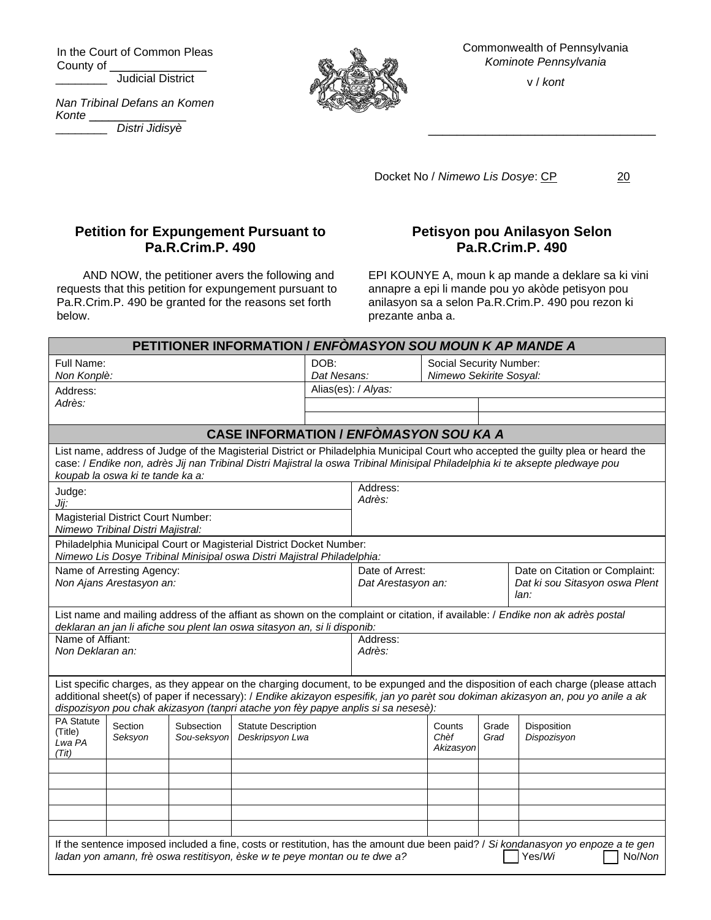In the Court of Common Pleas
County of _______________
________ Judicial District

*Nan Tribinal Defans an Komen*
*Konte _______________*
*________ Distri Jidisyè*

Commonwealth of Pennsylvania
*Kominote Pennsylvania*

v / *kont*

___________________________________

Docket No / *Nimewo Lis Dosye*: CP 20

## Petition for Expungement Pursuant to Pa.R.Crim.P. 490

## Petisyon pou Anilasyon Selon Pa.R.Crim.P. 490

AND NOW, the petitioner avers the following and requests that this petition for expungement pursuant to Pa.R.Crim.P. 490 be granted for the reasons set forth below.

EPI KOUNYE A, moun k ap mande a deklare sa ki vini annapre a epi li mande pou yo akòde petisyon pou anilasyon sa a selon Pa.R.Crim.P. 490 pou rezon ki prezante anba a.

| **PETITIONER INFORMATION / *ENFÒMASYON SOU MOUN K AP MANDE A*** | | |
|---|---|---|
| Full Name: *Non Konplè:* | DOB: *Dat Nesans:* | Social Security Number: *Nimewo Sekirite Sosyal:* |
| Address: *Adrès:* | Alias(es): / *Alyas:* | |

| **CASE INFORMATION / *ENFÒMASYON SOU KA A*** | | |
|---|---|---|
| List name, address of Judge of the Magisterial District or Philadelphia Municipal Court who accepted the guilty plea or heard the case: / *Endike non, adrès Jij nan Tribinal Distri Majistral la oswa Tribinal Minisipal Philadelphia ki te aksepte pledwaye pou koupab la oswa ki te tande ka a:* | | |
| Judge: *Jij:* | Address: *Adrès:* | |
| Magisterial District Court Number: *Nimewo Tribinal Distri Majistral:* | | |
| Philadelphia Municipal Court or Magisterial District Docket Number: *Nimewo Lis Dosye Tribinal Minisipal oswa Distri Majistral Philadelphia:* | | |
| Name of Arresting Agency: *Non Ajans Arestasyon an:* | Date of Arrest: *Dat Arestasyon an:* | Date on Citation or Complaint: *Dat ki sou Sitasyon oswa Plent lan:* |
| List name and mailing address of the affiant as shown on the complaint or citation, if available: / *Endike non ak adrès postal deklaran an jan li afiche sou plent lan oswa sitasyon an, si li disponib:* | | |
| Name of Affiant: *Non Deklaran an:* | Address: *Adrès:* | |

List specific charges, as they appear on the charging document, to be expunged and the disposition of each charge (please attach additional sheet(s) of paper if necessary): / *Endike akizayon espesifik, jan yo parèt sou dokiman akizasyon an, pou yo anile a ak dispozisyon pou chak akizasyon (tanpri atache yon fèy papye anplis si sa nesesè):*

| PA Statute (Title) *Lwa PA (Tit)* | Section *Seksyon* | Subsection *Sou-seksyon* | Statute Description *Deskripsyon Lwa* | Counts *Chèf Akizasyon* | Grade *Grad* | Disposition *Dispozisyon* |
|---|---|---|---|---|---|---|
| | | | | | | |
| | | | | | | |
| | | | | | | |
| | | | | | | |
| | | | | | | |

If the sentence imposed included a fine, costs or restitution, has the amount due been paid? / *Si kondanasyon yo enpoze a te gen ladan yon amann, frè oswa restitisyon, èske w te peye montan ou te dwe a?* ☐ Yes/*Wi* ☐ No/*Non*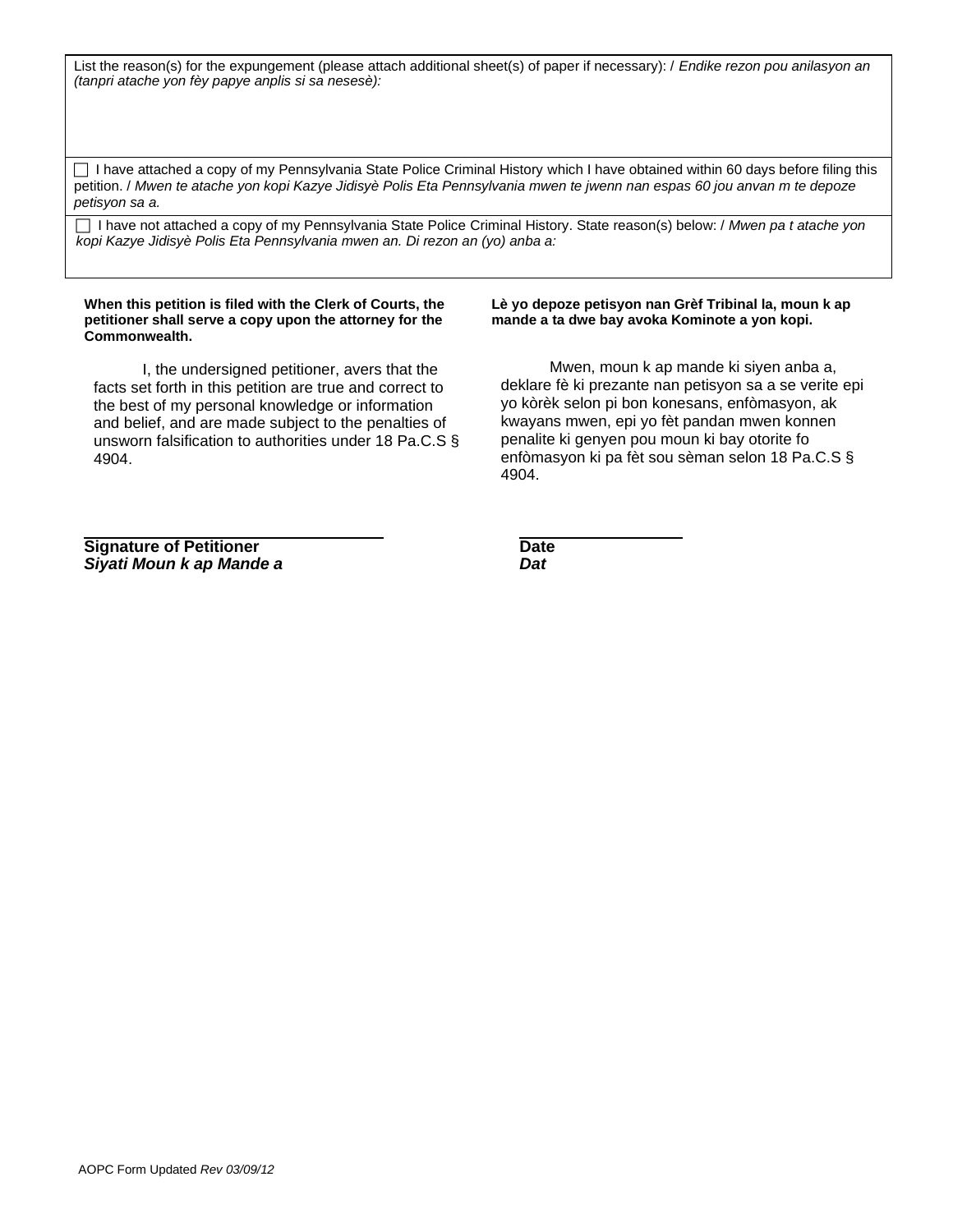List the reason(s) for the expungement (please attach additional sheet(s) of paper if necessary): / *Endike rezon pou anilasyon an (tanpri atache yon fèy papye anplis si sa nesesè):*

☐ I have attached a copy of my Pennsylvania State Police Criminal History which I have obtained within 60 days before filing this petition. / *Mwen te atache yon kopi Kazye Jidisyè Polis Eta Pennsylvania mwen te jwenn nan espas 60 jou anvan m te depoze petisyon sa a.*

☐ I have not attached a copy of my Pennsylvania State Police Criminal History. State reason(s) below: / *Mwen pa t atache yon kopi Kazye Jidisyè Polis Eta Pennsylvania mwen an. Di rezon an (yo) anba a:*

**When this petition is filed with the Clerk of Courts, the petitioner shall serve a copy upon the attorney for the Commonwealth.**

I, the undersigned petitioner, avers that the facts set forth in this petition are true and correct to the best of my personal knowledge or information and belief, and are made subject to the penalties of unsworn falsification to authorities under 18 Pa.C.S § 4904.

**Lè yo depoze petisyon nan Grèf Tribinal la, moun k ap mande a ta dwe bay avoka Kominote a yon kopi.**

Mwen, moun k ap mande ki siyen anba a, deklare fè ki prezante nan petisyon sa a se verite epi yo kòrèk selon pi bon konesans, enfòmasyon, ak kwayans mwen, epi yo fèt pandan mwen konnen penalite ki genyen pou moun ki bay otorite fo enfòmasyon ki pa fèt sou sèman selon 18 Pa.C.S § 4904.

______________________________
**Signature of Petitioner**
***Siyati Moun k ap Mande a***

________________
**Date**
***Dat***

AOPC Form Updated *Rev 03/09/12*